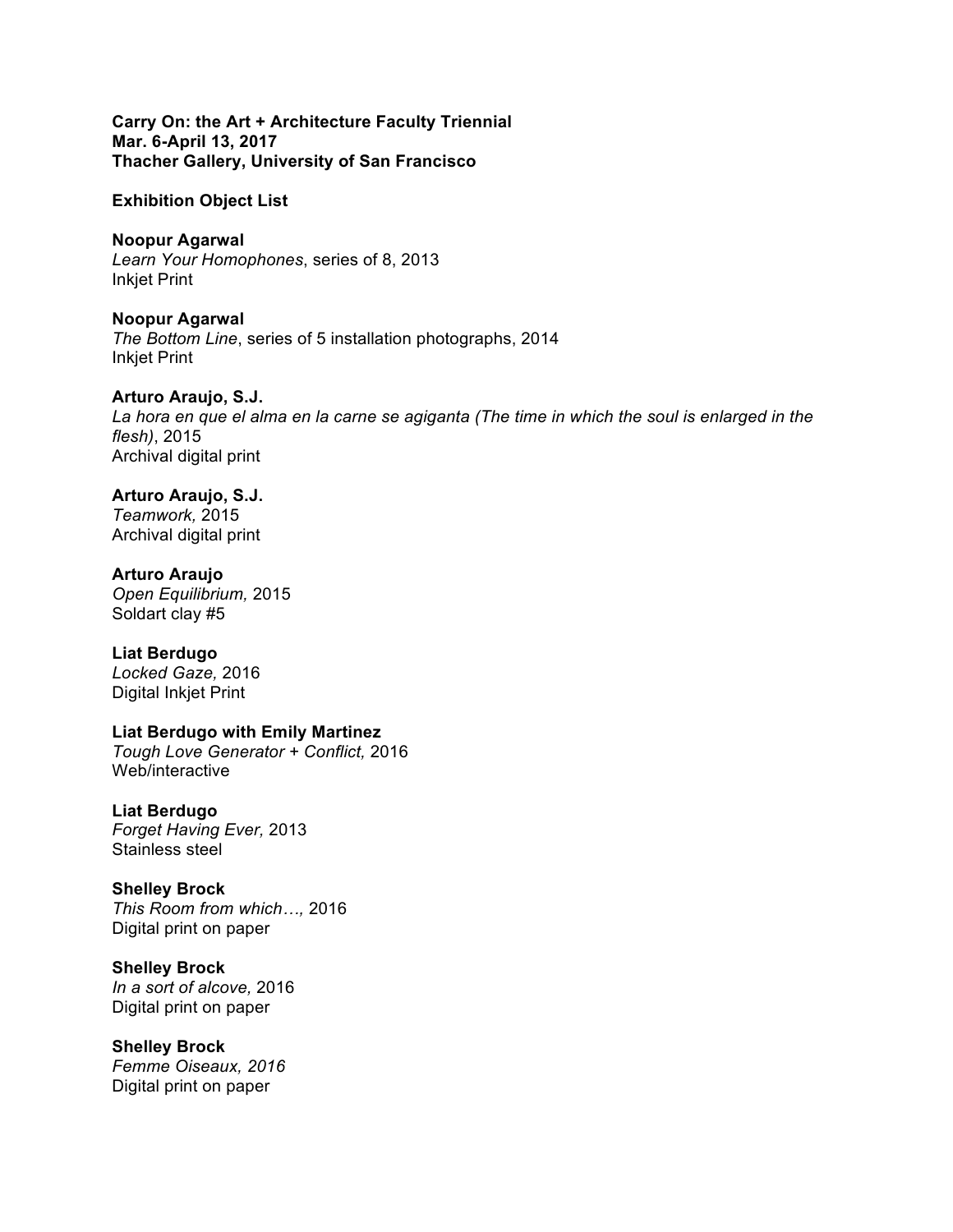**Carry On: the Art + Architecture Faculty Triennial**
**Mar. 6-April 13, 2017**
**Thacher Gallery, University of San Francisco**

**Exhibition Object List**

**Noopur Agarwal**
*Learn Your Homophones*, series of 8, 2013
Inkjet Print

**Noopur Agarwal**
*The Bottom Line*, series of 5 installation photographs, 2014
Inkjet Print

**Arturo Araujo, S.J.**
*La hora en que el alma en la carne se agiganta (The time in which the soul is enlarged in the flesh)*, 2015
Archival digital print

**Arturo Araujo, S.J.**
*Teamwork,* 2015
Archival digital print

**Arturo Araujo**
*Open Equilibrium,* 2015
Soldart clay #5

**Liat Berdugo**
*Locked Gaze,* 2016
Digital Inkjet Print

**Liat Berdugo with Emily Martinez**
*Tough Love Generator + Conflict,* 2016
Web/interactive

**Liat Berdugo**
*Forget Having Ever,* 2013
Stainless steel

**Shelley Brock**
*This Room from which…,* 2016
Digital print on paper

**Shelley Brock**
*In a sort of alcove,* 2016
Digital print on paper

**Shelley Brock**
*Femme Oiseaux, 2016*
Digital print on paper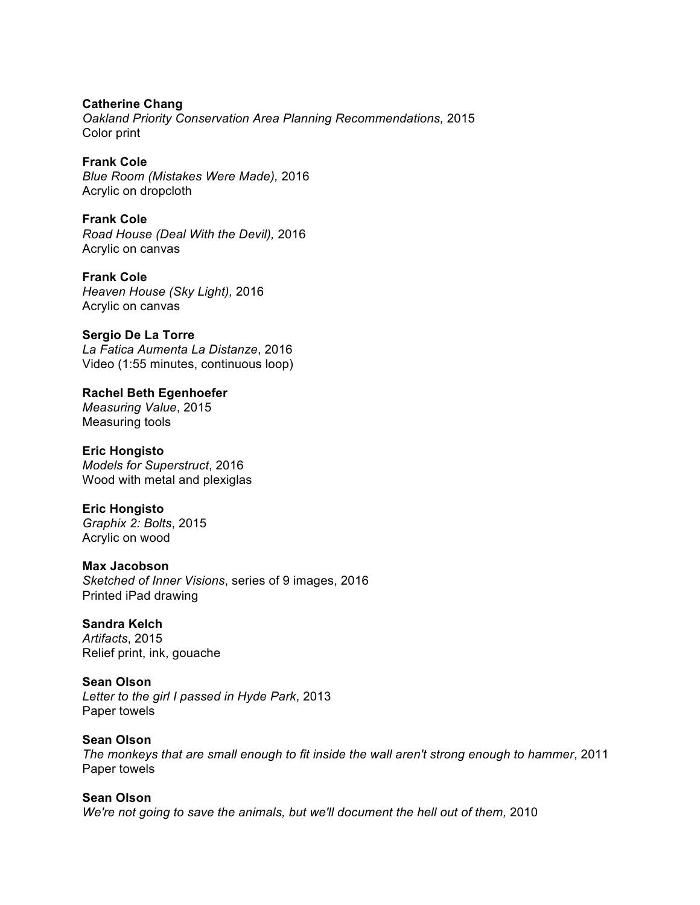**Catherine Chang**
*Oakland Priority Conservation Area Planning Recommendations,* 2015
Color print

**Frank Cole**
*Blue Room (Mistakes Were Made),* 2016
Acrylic on dropcloth

**Frank Cole**
*Road House (Deal With the Devil),* 2016
Acrylic on canvas

**Frank Cole**
*Heaven House (Sky Light),* 2016
Acrylic on canvas

**Sergio De La Torre**
*La Fatica Aumenta La Distanze*, 2016
Video (1:55 minutes, continuous loop)

**Rachel Beth Egenhoefer**
*Measuring Value*, 2015
Measuring tools

**Eric Hongisto**
*Models for Superstruct*, 2016
Wood with metal and plexiglas

**Eric Hongisto**
*Graphix 2: Bolts*, 2015
Acrylic on wood

**Max Jacobson**
*Sketched of Inner Visions*, series of 9 images, 2016
Printed iPad drawing

**Sandra Kelch**
*Artifacts*, 2015
Relief print, ink, gouache

**Sean Olson**
*Letter to the girl I passed in Hyde Park*, 2013
Paper towels

**Sean Olson**
*The monkeys that are small enough to fit inside the wall aren't strong enough to hammer*, 2011
Paper towels

**Sean Olson**
*We're not going to save the animals, but we'll document the hell out of them,* 2010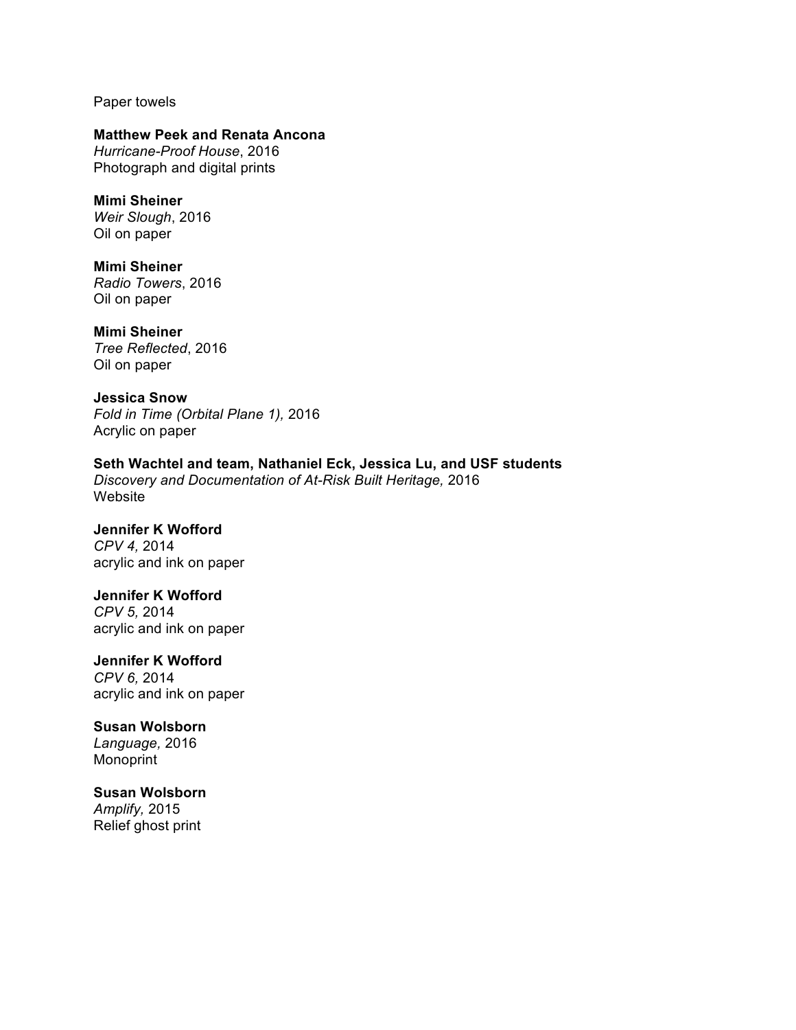Paper towels

**Matthew Peek and Renata Ancona**
*Hurricane-Proof House*, 2016
Photograph and digital prints

**Mimi Sheiner**
*Weir Slough*, 2016
Oil on paper

**Mimi Sheiner**
*Radio Towers*, 2016
Oil on paper

**Mimi Sheiner**
*Tree Reflected*, 2016
Oil on paper

**Jessica Snow**
*Fold in Time (Orbital Plane 1),* 2016
Acrylic on paper

**Seth Wachtel and team, Nathaniel Eck, Jessica Lu, and USF students**
*Discovery and Documentation of At-Risk Built Heritage,* 2016
Website

**Jennifer K Wofford**
*CPV 4,* 2014
acrylic and ink on paper

**Jennifer K Wofford**
*CPV 5,* 2014
acrylic and ink on paper

**Jennifer K Wofford**
*CPV 6,* 2014
acrylic and ink on paper

**Susan Wolsborn**
*Language,* 2016
Monoprint

**Susan Wolsborn**
*Amplify,* 2015
Relief ghost print